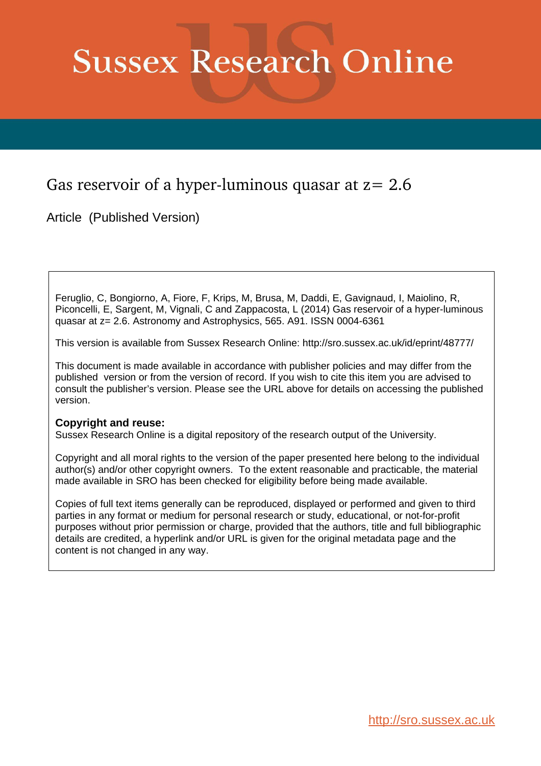# Sussex Research Online

## Gas reservoir of a hyper-luminous quasar at z= 2.6

Article (Published Version)

Feruglio, C, Bongiorno, A, Fiore, F, Krips, M, Brusa, M, Daddi, E, Gavignaud, I, Maiolino, R, Piconcelli, E, Sargent, M, Vignali, C and Zappacosta, L (2014) Gas reservoir of a hyper-luminous quasar at z= 2.6. Astronomy and Astrophysics, 565. A91. ISSN 0004-6361

This version is available from Sussex Research Online: http://sro.sussex.ac.uk/id/eprint/48777/

This document is made available in accordance with publisher policies and may differ from the published version or from the version of record. If you wish to cite this item you are advised to consult the publisher's version. Please see the URL above for details on accessing the published version.

**Copyright and reuse:**
Sussex Research Online is a digital repository of the research output of the University.

Copyright and all moral rights to the version of the paper presented here belong to the individual author(s) and/or other copyright owners. To the extent reasonable and practicable, the material made available in SRO has been checked for eligibility before being made available.

Copies of full text items generally can be reproduced, displayed or performed and given to third parties in any format or medium for personal research or study, educational, or not-for-profit purposes without prior permission or charge, provided that the authors, title and full bibliographic details are credited, a hyperlink and/or URL is given for the original metadata page and the content is not changed in any way.

http://sro.sussex.ac.uk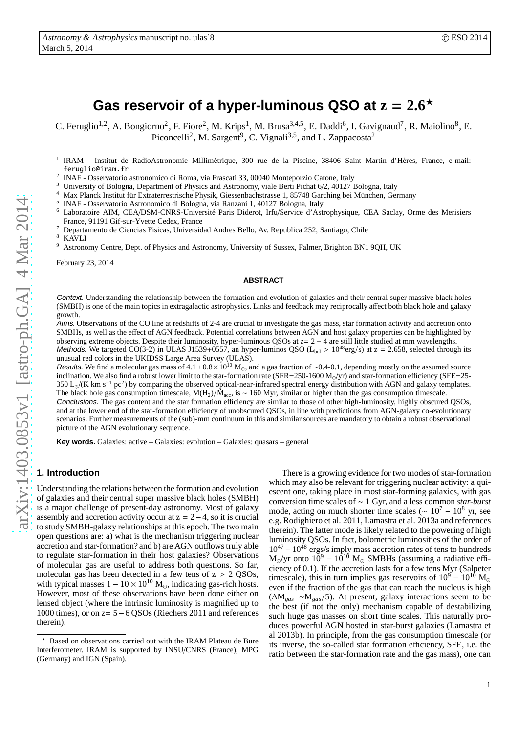# Gas reservoir of a hyper-luminous QSO at $z = 2.6^{\star}$

C. Feruglio[1,2], A. Bongiorno[2], F. Fiore[2], M. Krips[1], M. Brusa[3,4,5], E. Daddi[6], I. Gavignaud[7], R. Maiolino[8], E. Piconcelli[2], M. Sargent[9], C. Vignali[3,5], and L. Zappacosta[2]

[1] IRAM - Institut de RadioAstronomie Millimétrique, 300 rue de la Piscine, 38406 Saint Martin d'Hères, France, e-mail: feruglio@iram.fr
[2] INAF - Osservatorio astronomico di Roma, via Frascati 33, 00040 Monteporzio Catone, Italy
[3] University of Bologna, Department of Physics and Astronomy, viale Berti Pichat 6/2, 40127 Bologna, Italy
[4] Max Planck Institut für Extraterrestrische Physik, Giessenbachstrasse 1, 85748 Garching bei München, Germany
[5] INAF - Osservatorio Astronomico di Bologna, via Ranzani 1, 40127 Bologna, Italy
[6] Laboratoire AIM, CEA/DSM-CNRS-Université Paris Diderot, Irfu/Service d'Astrophysique, CEA Saclay, Orme des Merisiers France, 91191 Gif-sur-Yvette Cedex, France
[7] Departamento de Ciencias Fisicas, Universidad Andres Bello, Av. Republica 252, Santiago, Chile
[8] KAVLI
[9] Astronomy Centre, Dept. of Physics and Astronomy, University of Sussex, Falmer, Brighton BN1 9QH, UK

February 23, 2014

## ABSTRACT

*Context.* Understanding the relationship between the formation and evolution of galaxies and their central super massive black holes (SMBH) is one of the main topics in extragalactic astrophysics. Links and feedback may reciprocally affect both black hole and galaxy growth.

*Aims.* Observations of the CO line at redshifts of 2-4 are crucial to investigate the gas mass, star formation activity and accretion onto SMBHs, as well as the effect of AGN feedback. Potential correlations between AGN and host galaxy properties can be highlighted by observing extreme objects. Despite their luminosity, hyper-luminous QSOs at z= $2-4$ are still little studied at mm wavelengths.

*Methods.* We targeted CO(3-2) in ULAS J1539+0557, an hyper-luminos QSO ($L_{bol} > 10^{48}$erg/s) at z = 2.658, selected through its unusual red colors in the UKIDSS Large Area Survey (ULAS).

*Results.* We find a molecular gas mass of $4.1 \pm 0.8 \times 10^{10}$ $M_{\odot}$, and a gas fraction of ~0.4-0.1, depending mostly on the assumed source inclination. We also find a robust lower limit to the star-formation rate (SFR=250-1600 $M_{\odot}$/yr) and star-formation efficiency (SFE=25-350 $L_{\odot}$/(K km s$^{-1}$ pc$^2$) by comparing the observed optical-near-infrared spectral energy distribution with AGN and galaxy templates. The black hole gas consumption timescale, $M(H_2)/\dot{M}_{acc}$, is ~ 160 Myr, similar or higher than the gas consumption timescale.

*Conclusions.* The gas content and the star formation efficiency are similar to those of other high-luminosity, highly obscured QSOs, and at the lower end of the star-formation efficiency of unobscured QSOs, in line with predictions from AGN-galaxy co-evolutionary scenarios. Further measurements of the (sub)-mm continuum in this and similar sources are mandatory to obtain a robust observational picture of the AGN evolutionary sequence.

**Key words.** Galaxies: active – Galaxies: evolution – Galaxies: quasars – general

## 1. Introduction

Understanding the relations between the formation and evolution of galaxies and their central super massive black holes (SMBH) is a major challenge of present-day astronomy. Most of galaxy assembly and accretion activity occur at $z = 2-4$, so it is crucial to study SMBH-galaxy relationships at this epoch. The two main open questions are: a) what is the mechanism triggering nuclear accretion and star-formation? and b) are AGN outflows truly able to regulate star-formation in their host galaxies? Observations of molecular gas are useful to address both questions. So far, molecular gas has been detected in a few tens of $z > 2$ QSOs, with typical masses $1-10 \times 10^{10}$ $M_{\odot}$, indicating gas-rich hosts. However, most of these observations have been done either on lensed object (where the intrinsic luminosity is magnified up to 1000 times), or on z= $5-6$ QSOs (Riechers 2011 and references therein).

There is a growing evidence for two modes of star-formation which may also be relevant for triggering nuclear activity: a quiescent one, taking place in most star-forming galaxies, with gas conversion time scales of ~ 1 Gyr, and a less common *star-burst* mode, acting on much shorter time scales (~ $10^7-10^8$ yr, see e.g. Rodighiero et al. 2011, Lamastra et al. 2013a and references therein). The latter mode is likely related to the powering of high luminosity QSOs. In fact, bolometric luminosities of the order of $10^{47}-10^{48}$ ergs/s imply mass accretion rates of tens to hundreds $M_{\odot}$/yr onto $10^9-10^{10}$ $M_{\odot}$ SMBHs (assuming a radiative efficiency of 0.1). If the accretion lasts for a few tens Myr (Salpeter timescale), this in turn implies gas reservoirs of $10^9-10^{10}$ $M_{\odot}$ even if the fraction of the gas that can reach the nucleus is high ($\Delta M_{gas}$ ~$M_{gas}/5$). At present, galaxy interactions seem to be the best (if not the only) mechanism capable of destabilizing such huge gas masses on short time scales. This naturally produces powerful AGN hosted in star-burst galaxies (Lamastra et al 2013b). In principle, from the gas consumption timescale (or its inverse, the so-called star formation efficiency, SFE, i.e. the ratio between the star-formation rate and the gas mass), one can

$^{\star}$ Based on observations carried out with the IRAM Plateau de Bure Interferometer. IRAM is supported by INSU/CNRS (France), MPG (Germany) and IGN (Spain).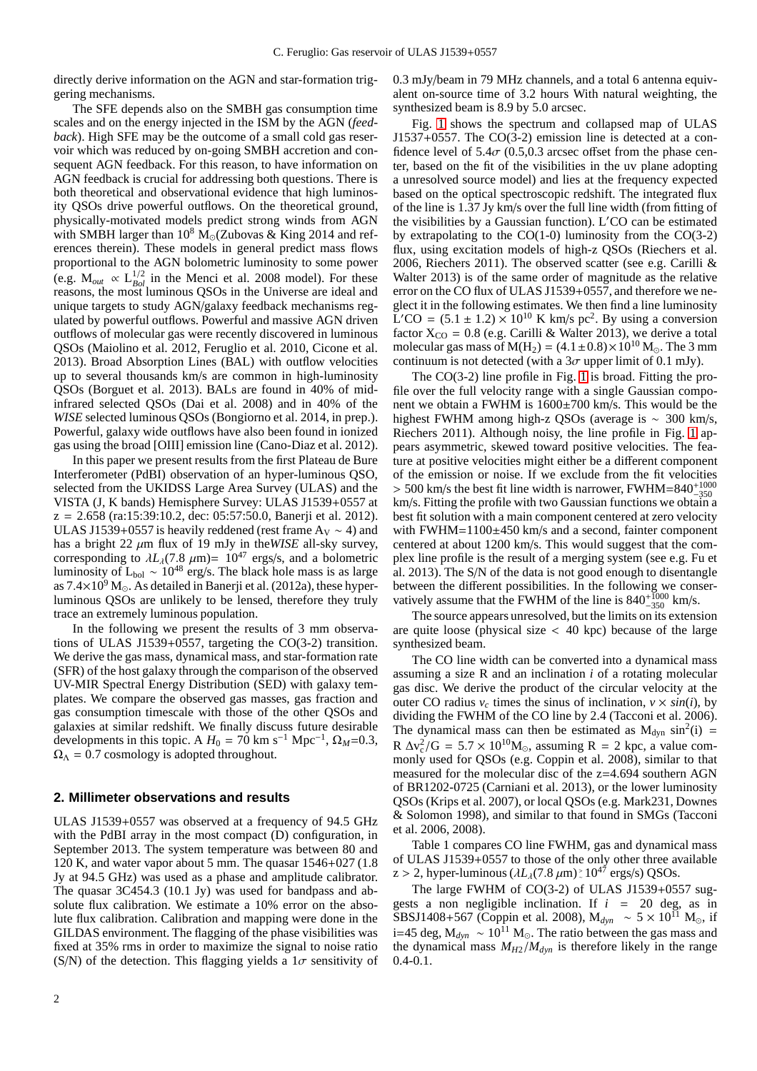directly derive information on the AGN and star-formation triggering mechanisms.

The SFE depends also on the SMBH gas consumption time scales and on the energy injected in the ISM by the AGN (*feedback*). High SFE may be the outcome of a small cold gas reservoir which was reduced by on-going SMBH accretion and consequent AGN feedback. For this reason, to have information on AGN feedback is crucial for addressing both questions. There is both theoretical and observational evidence that high luminosity QSOs drive powerful outflows. On the theoretical ground, physically-motivated models predict strong winds from AGN with SMBH larger than $10^8$ $M_\odot$(Zubovas & King 2014 and references therein). These models in general predict mass flows proportional to the AGN bolometric luminosity to some power (e.g. $M_{out} \propto L_{Bol}^{1/2}$ in the Menci et al. 2008 model). For these reasons, the most luminous QSOs in the Universe are ideal and unique targets to study AGN/galaxy feedback mechanisms regulated by powerful outflows. Powerful and massive AGN driven outflows of molecular gas were recently discovered in luminous QSOs (Maiolino et al. 2012, Feruglio et al. 2010, Cicone et al. 2013). Broad Absorption Lines (BAL) with outflow velocities up to several thousands km/s are common in high-luminosity QSOs (Borguet et al. 2013). BALs are found in 40% of mid-infrared selected QSOs (Dai et al. 2008) and in 40% of the *WISE* selected luminous QSOs (Bongiorno et al. 2014, in prep.). Powerful, galaxy wide outflows have also been found in ionized gas using the broad [OIII] emission line (Cano-Diaz et al. 2012).

In this paper we present results from the first Plateau de Bure Interferometer (PdBI) observation of an hyper-luminous QSO, selected from the UKIDSS Large Area Survey (ULAS) and the VISTA (J, K bands) Hemisphere Survey: ULAS J1539+0557 at z = 2.658 (ra:15:39:10.2, dec: 05:57:50.0, Banerji et al. 2012). ULAS J1539+0557 is heavily reddened (rest frame $A_V \sim 4$) and has a part 22 $\mu$m flux of 19 mJy in the*WISE* all-sky survey, corresponding to $\lambda L_\lambda(7.8\ \mu\mathrm{m}) = 10^{47}$ ergs/s, and a bolometric luminosity of $L_{bol} \sim 10^{48}$ erg/s. The black hole mass is as large as $7.4{\times}10^9$ $M_\odot$. As detailed in Banerji et al. (2012a), these hyper-luminous QSOs are unlikely to be lensed, therefore they truly trace an extremely luminous population.

In the following we present the results of 3 mm observations of ULAS J1539+0557, targeting the CO(3-2) transition. We derive the gas mass, dynamical mass, and star-formation rate (SFR) of the host galaxy through the comparison of the observed UV-MIR Spectral Energy Distribution (SED) with galaxy templates. We compare the observed gas masses, gas fraction and gas consumption timescale with those of the other QSOs and galaxies at similar redshift. We finally discuss future desirable developments in this topic. A $H_0$ = 70 km s$^{-1}$ Mpc$^{-1}$, $\Omega_M$=0.3, $\Omega_\Lambda$ = 0.7 cosmology is adopted throughout.

## 2. Millimeter observations and results

ULAS J1539+0557 was observed at a frequency of 94.5 GHz with the PdBI array in the most compact (D) configuration, in September 2013. The system temperature was between 80 and 120 K, and water vapor about 5 mm. The quasar 1546+027 (1.8 Jy at 94.5 GHz) was used as a phase and amplitude calibrator. The quasar 3C454.3 (10.1 Jy) was used for bandpass and absolute flux calibration. We estimate a 10% error on the absolute flux calibration. Calibration and mapping were done in the GILDAS environment. The flagging of the phase visibilities was fixed at 35% rms in order to maximize the signal to noise ratio (S/N) of the detection. This flagging yields a 1$\sigma$ sensitivity of 0.3 mJy/beam in 79 MHz channels, and a total 6 antenna equivalent on-source time of 3.2 hours With natural weighting, the synthesized beam is 8.9 by 5.0 arcsec.

Fig. 1 shows the spectrum and collapsed map of ULAS J1537+0557. The CO(3-2) emission line is detected at a confidence level of 5.4$\sigma$ (0.5,0.3 arcsec offset from the phase center, based on the fit of the visibilities in the uv plane adopting a unresolved source model) and lies at the frequency expected based on the optical spectroscopic redshift. The integrated flux of the line is 1.37 Jy km/s over the full line width (from fitting of the visibilities by a Gaussian function). L′CO can be estimated by extrapolating to the CO(1-0) luminosity from the CO(3-2) flux, using excitation models of high-z QSOs (Riechers et al. 2006, Riechers 2011). The observed scatter (see e.g. Carilli & Walter 2013) is of the same order of magnitude as the relative error on the CO flux of ULAS J1539+0557, and therefore we neglect it in the following estimates. We then find a line luminosity $L'CO = (5.1 \pm 1.2) \times 10^{10}$ K km/s pc$^2$. By using a conversion factor $X_{CO}$ = 0.8 (e.g. Carilli & Walter 2013), we derive a total molecular gas mass of $M(H_2) = (4.1 \pm 0.8){\times}10^{10}$ $M_\odot$. The 3 mm continuum is not detected (with a 3$\sigma$ upper limit of 0.1 mJy).

The CO(3-2) line profile in Fig. 1 is broad. Fitting the profile over the full velocity range with a single Gaussian component we obtain a FWHM is 1600±700 km/s. This would be the highest FWHM among high-z QSOs (average is $\sim$ 300 km/s, Riechers 2011). Although noisy, the line profile in Fig. 1 appears asymmetric, skewed toward positive velocities. The feature at positive velocities might either be a different component of the emission or noise. If we exclude from the fit velocities > 500 km/s the best fit line width is narrower, FWHM=$840^{+1000}_{-350}$ km/s. Fitting the profile with two Gaussian functions we obtain a best fit solution with a main component centered at zero velocity with FWHM=1100±450 km/s and a second, fainter component centered at about 1200 km/s. This would suggest that the complex line profile is the result of a merging system (see e.g. Fu et al. 2013). The S/N of the data is not good enough to disentangle between the different possibilities. In the following we conservatively assume that the FWHM of the line is $840^{+1000}_{-350}$ km/s.

The source appears unresolved, but the limits on its extension are quite loose (physical size < 40 kpc) because of the large synthesized beam.

The CO line width can be converted into a dynamical mass assuming a size R and an inclination $i$ of a rotating molecular gas disc. We derive the product of the circular velocity at the outer CO radius $v_c$ times the sinus of inclination, $v \times sin(i)$, by dividing the FWHM of the CO line by 2.4 (Tacconi et al. 2006). The dynamical mass can then be estimated as $M_{dyn}\ \sin^2(i)$ = $R\ \Delta v_c^2/G = 5.7 \times 10^{10} M_\odot$, assuming R = 2 kpc, a value commonly used for QSOs (e.g. Coppin et al. 2008), similar to that measured for the molecular disc of the z=4.694 southern AGN of BR1202-0725 (Carniani et al. 2013), or the lower luminosity QSOs (Krips et al. 2007), or local QSOs (e.g. Mark231, Downes & Solomon 1998), and similar to that found in SMGs (Tacconi et al. 2006, 2008).

Table 1 compares CO line FWHM, gas and dynamical mass of ULAS J1539+0557 to those of the only other three available z > 2, hyper-luminous ($\lambda L_\lambda(7.8\ \mu m) \gtrsim 10^{47}$ ergs/s) QSOs.

The large FWHM of CO(3-2) of ULAS J1539+0557 suggests a non negligible inclination. If $i$ = 20 deg, as in SBSJ1408+567 (Coppin et al. 2008), $M_{dyn} \sim 5 \times 10^{11}$ $M_\odot$, if i=45 deg, $M_{dyn} \sim 10^{11}$ $M_\odot$. The ratio between the gas mass and the dynamical mass $M_{H2}/M_{dyn}$ is therefore likely in the range 0.4-0.1.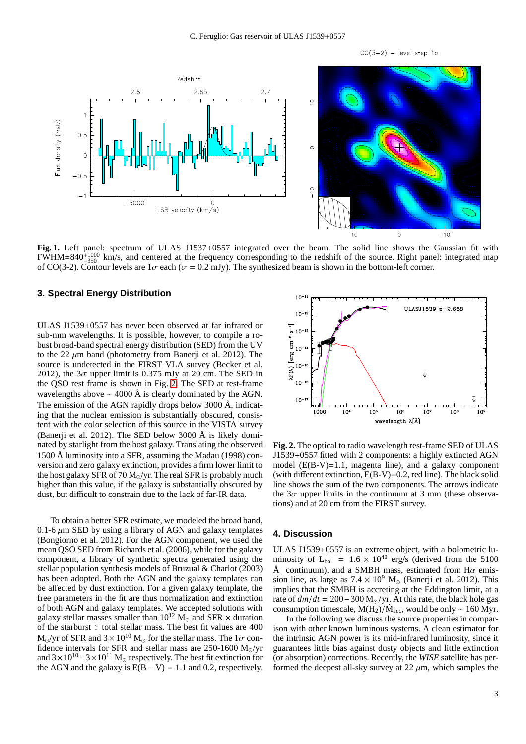**Fig. 1.** Left panel: spectrum of ULAS J1537+0557 integrated over the beam. The solid line shows the Gaussian fit with FWHM=$840^{+1000}_{-350}$ km/s, and centered at the frequency corresponding to the redshift of the source. Right panel: integrated map of CO(3-2). Contour levels are $1\sigma$ each ($\sigma$ = 0.2 mJy). The synthesized beam is shown in the bottom-left corner.

## 3. Spectral Energy Distribution

ULAS J1539+0557 has never been observed at far infrared or sub-mm wavelengths. It is possible, however, to compile a robust broad-band spectral energy distribution (SED) from the UV to the 22 $\mu$m band (photometry from Banerji et al. 2012). The source is undetected in the FIRST VLA survey (Becker et al. 2012), the $3\sigma$ upper limit is 0.375 mJy at 20 cm. The SED in the QSO rest frame is shown in Fig. 2. The SED at rest-frame wavelengths above $\sim$ 4000 Å is clearly dominated by the AGN. The emission of the AGN rapidly drops below 3000 Å, indicating that the nuclear emission is substantially obscured, consistent with the color selection of this source in the VISTA survey (Banerji et al. 2012). The SED below 3000 Å is likely dominated by starlight from the host galaxy. Translating the observed 1500 Å luminosity into a SFR, assuming the Madau (1998) conversion and zero galaxy extinction, provides a firm lower limit to the host galaxy SFR of 70 $M_\odot$/yr. The real SFR is probably much higher than this value, if the galaxy is substantially obscured by dust, but difficult to constrain due to the lack of far-IR data.

To obtain a better SFR estimate, we modeled the broad band, 0.1-6 $\mu$m SED by using a library of AGN and galaxy templates (Bongiorno et al. 2012). For the AGN component, we used the mean QSO SED from Richards et al. (2006), while for the galaxy component, a library of synthetic spectra generated using the stellar population synthesis models of Bruzual & Charlot (2003) has been adopted. Both the AGN and the galaxy templates can be affected by dust extinction. For a given galaxy template, the free parameters in the fit are thus normalization and extinction of both AGN and galaxy templates. We accepted solutions with galaxy stellar masses smaller than $10^{12}$ $M_\odot$ and SFR $\times$ duration of the starburst $\lesssim$ total stellar mass. The best fit values are 400 $M_\odot$/yr of SFR and $3\times10^{10}$ $M_\odot$ for the stellar mass. The $1\sigma$ confidence intervals for SFR and stellar mass are 250-1600 $M_\odot$/yr and $3\times10^{10}-3\times10^{11}$ $M_\odot$ respectively. The best fit extinction for the AGN and the galaxy is $E(B-V)$ = 1.1 and 0.2, respectively.

**Fig. 2.** The optical to radio wavelength rest-frame SED of ULAS J1539+0557 fitted with 2 components: a highly extincted AGN model (E(B-V)=1.1, magenta line), and a galaxy component (with different extinction, E(B-V)=0.2, red line). The black solid line shows the sum of the two components. The arrows indicate the $3\sigma$ upper limits in the continuum at 3 mm (these observations) and at 20 cm from the FIRST survey.

## 4. Discussion

ULAS J1539+0557 is an extreme object, with a bolometric luminosity of $L_{bol}$ = $1.6\times10^{48}$ erg/s (derived from the 5100 Å continuum), and a SMBH mass, estimated from H$\alpha$ emission line, as large as $7.4\times10^{9}$ $M_\odot$ (Banerji et al. 2012). This implies that the SMBH is accreting at the Eddington limit, at a rate of $dm/dt = 200-300$ $M_\odot$/yr. At this rate, the black hole gas consumption timescale, $M(H_2)/\dot{M}_{acc}$, would be only $\sim$ 160 Myr.

In the following we discuss the source properties in comparison with other known luminous systems. A clean estimator for the intrinsic AGN power is its mid-infrared luminosity, since it guarantees little bias against dusty objects and little extinction (or absorption) corrections. Recently, the *WISE* satellite has performed the deepest all-sky survey at 22 $\mu$m, which samples the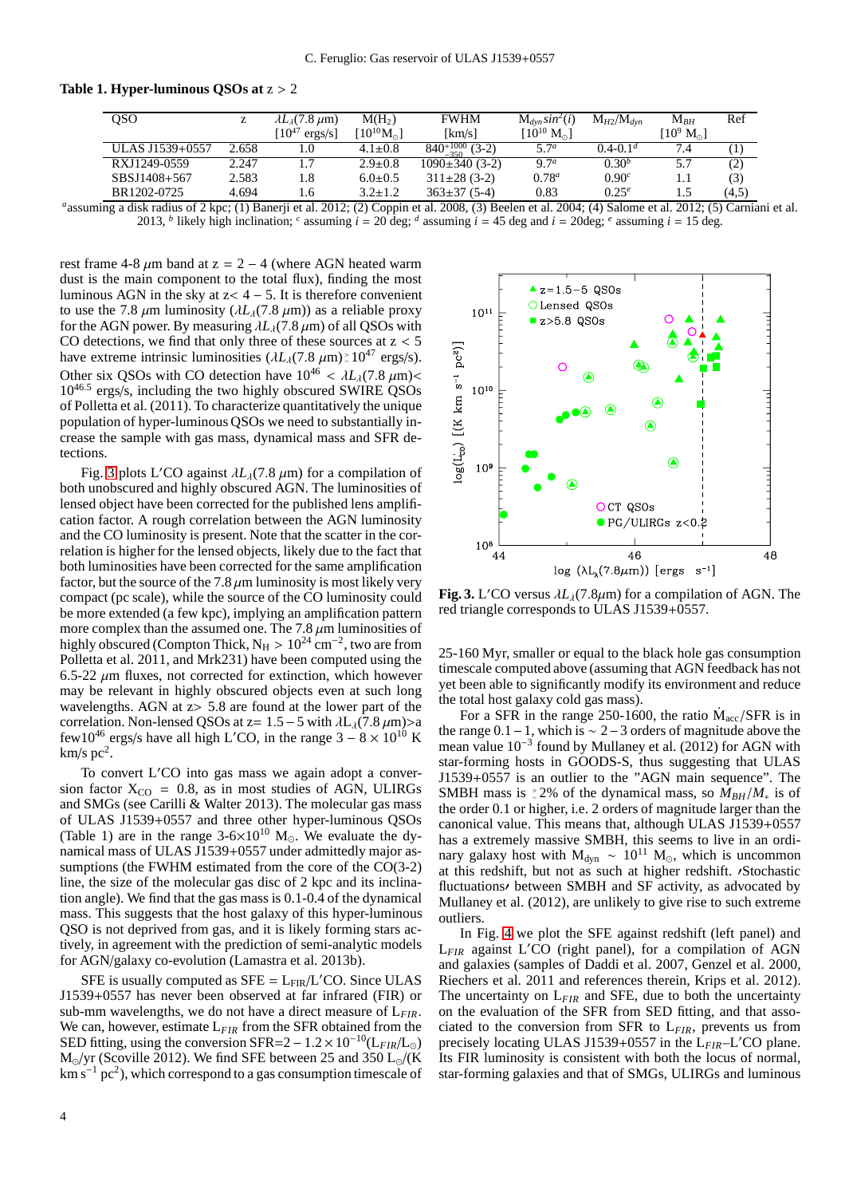**Table 1. Hyper-luminous QSOs at** $z > 2$

| QSO | z | $\lambda L_\lambda(7.8\,\mu$m) [$10^{47}$ ergs/s] | M($H_2$) [$10^{10}$M$_\odot$] | FWHM [km/s] | $M_{dyn} sin^2(i)$ [$10^{10}$ M$_\odot$] | $M_{H2}/M_{dyn}$ | $M_{BH}$ [$10^9$ M$_\odot$] | Ref |
|---|---|---|---|---|---|---|---|---|
| ULAS J1539+0557 | 2.658 | 1.0 | 4.1±0.8 | $840^{+1000}_{-350}$ (3-2) | 5.7$^a$ | 0.4-0.1$^d$ | 7.4 | (1) |
| RXJ1249-0559 | 2.247 | 1.7 | 2.9±0.8 | 1090±340 (3-2) | 9.7$^a$ | 0.30$^b$ | 5.7 | (2) |
| SBSJ1408+567 | 2.583 | 1.8 | 6.0±0.5 | 311±28 (3-2) | 0.78$^a$ | 0.90$^c$ | 1.1 | (3) |
| BR1202-0725 | 4.694 | 1.6 | 3.2±1.2 | 363±37 (5-4) | 0.83 | 0.25$^e$ | 1.5 | (4,5) |

$^a$assuming a disk radius of 2 kpc; (1) Banerji et al. 2012; (2) Coppin et al. 2008, (3) Beelen et al. 2004; (4) Salome et al. 2012; (5) Carniani et al. 2013, $^b$ likely high inclination; $^c$ assuming $i$ = 20 deg; $^d$ assuming $i$ = 45 deg and $i$ = 20deg; $^e$ assuming $i$ = 15 deg.

rest frame 4-8 $\mu$m band at z = 2 − 4 (where AGN heated warm dust is the main component to the total flux), finding the most luminous AGN in the sky at z< 4 − 5. It is therefore convenient to use the 7.8 $\mu$m luminosity ($\lambda L_\lambda$(7.8 $\mu$m)) as a reliable proxy for the AGN power. By measuring $\lambda L_\lambda$(7.8 $\mu$m) of all QSOs with CO detections, we find that only three of these sources at z < 5 have extreme intrinsic luminosities ($\lambda L_\lambda$(7.8 $\mu$m)$\gtrsim 10^{47}$ ergs/s). Other six QSOs with CO detection have $10^{46} < \lambda L_\lambda$(7.8 $\mu$m)$< 10^{46.5}$ ergs/s, including the two highly obscured SWIRE QSOs of Polletta et al. (2011). To characterize quantitatively the unique population of hyper-luminous QSOs we need to substantially increase the sample with gas mass, dynamical mass and SFR detections.

Fig. 3 plots L′CO against $\lambda L_\lambda$(7.8 $\mu$m) for a compilation of both unobscured and highly obscured AGN. The luminosities of lensed object have been corrected for the published lens amplification factor. A rough correlation between the AGN luminosity and the CO luminosity is present. Note that the scatter in the correlation is higher for the lensed objects, likely due to the fact that both luminosities have been corrected for the same amplification factor, but the source of the 7.8 $\mu$m luminosity is most likely very compact (pc scale), while the source of the CO luminosity could be more extended (a few kpc), implying an amplification pattern more complex than the assumed one. The 7.8 $\mu$m luminosities of highly obscured (Compton Thick, $N_H > 10^{24}$ cm$^{-2}$, two are from Polletta et al. 2011, and Mrk231) have been computed using the 6.5-22 $\mu$m fluxes, not corrected for extinction, which however may be relevant in highly obscured objects even at such long wavelengths. AGN at z> 5.8 are found at the lower part of the correlation. Non-lensed QSOs at z= 1.5 − 5 with $\lambda L_\lambda$(7.8 $\mu$m)>a few$10^{46}$ ergs/s have all high L′CO, in the range $3 - 8 \times 10^{10}$ K km/s pc$^2$.

To convert L′CO into gas mass we again adopt a conversion factor $X_{CO}$ = 0.8, as in most studies of AGN, ULIRGs and SMGs (see Carilli & Walter 2013). The molecular gas mass of ULAS J1539+0557 and three other hyper-luminous QSOs (Table 1) are in the range 3-6$\times10^{10}$ M$_\odot$. We evaluate the dynamical mass of ULAS J1539+0557 under admittedly major assumptions (the FWHM estimated from the core of the CO(3-2) line, the size of the molecular gas disc of 2 kpc and its inclination angle). We find that the gas mass is 0.1-0.4 of the dynamical mass. This suggests that the host galaxy of this hyper-luminous QSO is not deprived from gas, and it is likely forming stars actively, in agreement with the prediction of semi-analytic models for AGN/galaxy co-evolution (Lamastra et al. 2013b).

SFE is usually computed as SFE = $L_{FIR}$/L′CO. Since ULAS J1539+0557 has never been observed at far infrared (FIR) or sub-mm wavelengths, we do not have a direct measure of $L_{FIR}$. We can, however, estimate $L_{FIR}$ from the SFR obtained from the SED fitting, using the conversion SFR=$2 - 1.2 \times 10^{-10}$($L_{FIR}$/L$_\odot$) M$_\odot$/yr (Scoville 2012). We find SFE between 25 and 350 L$_\odot$/(K km s$^{-1}$ pc$^2$), which correspond to a gas consumption timescale of 25-160 Myr, smaller or equal to the black hole gas consumption timescale computed above (assuming that AGN feedback has not yet been able to significantly modify its environment and reduce the total host galaxy cold gas mass).

For a SFR in the range 250-1600, the ratio $\dot{M}_{acc}$/SFR is in the range 0.1 − 1, which is ∼ 2 − 3 orders of magnitude above the mean value $10^{-3}$ found by Mullaney et al. (2012) for AGN with star-forming hosts in GOODS-S, thus suggesting that ULAS J1539+0557 is an outlier to the "AGN main sequence". The SMBH mass is $\gtrsim$2% of the dynamical mass, so $M_{BH}/M_*$ is of the order 0.1 or higher, i.e. 2 orders of magnitude larger than the canonical value. This means that, although ULAS J1539+0557 has a extremely massive SMBH, this seems to live in an ordinary galaxy host with $M_{dyn} \sim 10^{11}$ M$_\odot$, which is uncommon at this redshift, but not as such at higher redshift. "Stochastic fluctuations" between SMBH and SF activity, as advocated by Mullaney et al. (2012), are unlikely to give rise to such extreme outliers.

In Fig. 4 we plot the SFE against redshift (left panel) and $L_{FIR}$ against L′CO (right panel), for a compilation of AGN and galaxies (samples of Daddi et al. 2007, Genzel et al. 2000, Riechers et al. 2011 and references therein, Krips et al. 2012). The uncertainty on $L_{FIR}$ and SFE, due to both the uncertainty on the evaluation of the SFR from SED fitting, and that associated to the conversion from SFR to $L_{FIR}$, prevents us from precisely locating ULAS J1539+0557 in the $L_{FIR}$–L′CO plane. Its FIR luminosity is consistent with both the locus of normal, star-forming galaxies and that of SMGs, ULIRGs and luminous

**Fig. 3.** L′CO versus $\lambda L_\lambda$(7.8$\mu$m) for a compilation of AGN. The red triangle corresponds to ULAS J1539+0557.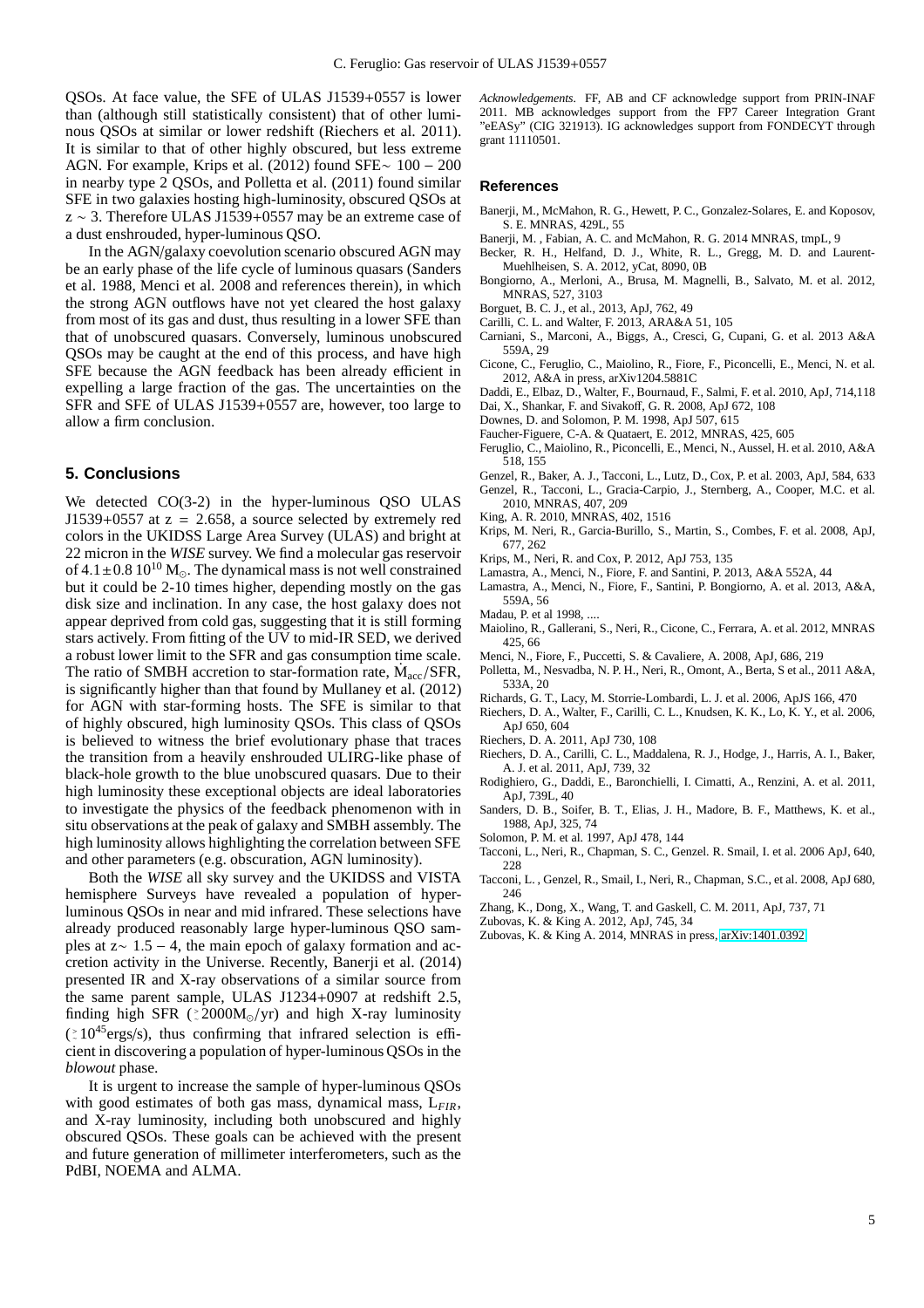QSOs. At face value, the SFE of ULAS J1539+0557 is lower than (although still statistically consistent) that of other luminous QSOs at similar or lower redshift (Riechers et al. 2011). It is similar to that of other highly obscured, but less extreme AGN. For example, Krips et al. (2012) found SFE$\sim$ 100 – 200 in nearby type 2 QSOs, and Polletta et al. (2011) found similar SFE in two galaxies hosting high-luminosity, obscured QSOs at z $\sim$ 3. Therefore ULAS J1539+0557 may be an extreme case of a dust enshrouded, hyper-luminous QSO.

In the AGN/galaxy coevolution scenario obscured AGN may be an early phase of the life cycle of luminous quasars (Sanders et al. 1988, Menci et al. 2008 and references therein), in which the strong AGN outflows have not yet cleared the host galaxy from most of its gas and dust, thus resulting in a lower SFE than that of unobscured quasars. Conversely, luminous unobscured QSOs may be caught at the end of this process, and have high SFE because the AGN feedback has been already efficient in expelling a large fraction of the gas. The uncertainties on the SFR and SFE of ULAS J1539+0557 are, however, too large to allow a firm conclusion.

## 5. Conclusions

We detected CO(3-2) in the hyper-luminous QSO ULAS J1539+0557 at z = 2.658, a source selected by extremely red colors in the UKIDSS Large Area Survey (ULAS) and bright at 22 micron in the *WISE* survey. We find a molecular gas reservoir of $4.1\pm0.8\ 10^{10}\ M_{\odot}$. The dynamical mass is not well constrained but it could be 2-10 times higher, depending mostly on the gas disk size and inclination. In any case, the host galaxy does not appear deprived from cold gas, suggesting that it is still forming stars actively. From fitting of the UV to mid-IR SED, we derived a robust lower limit to the SFR and gas consumption time scale. The ratio of SMBH accretion to star-formation rate, $\dot{M}_{acc}$/SFR, is significantly higher than that found by Mullaney et al. (2012) for AGN with star-forming hosts. The SFE is similar to that of highly obscured, high luminosity QSOs. This class of QSOs is believed to witness the brief evolutionary phase that traces the transition from a heavily enshrouded ULIRG-like phase of black-hole growth to the blue unobscured quasars. Due to their high luminosity these exceptional objects are ideal laboratories to investigate the physics of the feedback phenomenon with in situ observations at the peak of galaxy and SMBH assembly. The high luminosity allows highlighting the correlation between SFE and other parameters (e.g. obscuration, AGN luminosity).

Both the *WISE* all sky survey and the UKIDSS and VISTA hemisphere Surveys have revealed a population of hyper-luminous QSOs in near and mid infrared. These selections have already produced reasonably large hyper-luminous QSO samples at z$\sim$ 1.5 – 4, the main epoch of galaxy formation and accretion activity in the Universe. Recently, Banerji et al. (2014) presented IR and X-ray observations of a similar source from the same parent sample, ULAS J1234+0907 at redshift 2.5, finding high SFR ($\gtrsim$2000$M_{\odot}$/yr) and high X-ray luminosity ($\gtrsim10^{45}$ergs/s), thus confirming that infrared selection is efficient in discovering a population of hyper-luminous QSOs in the *blowout* phase.

It is urgent to increase the sample of hyper-luminous QSOs with good estimates of both gas mass, dynamical mass, $L_{FIR}$, and X-ray luminosity, including both unobscured and highly obscured QSOs. These goals can be achieved with the present and future generation of millimeter interferometers, such as the PdBI, NOEMA and ALMA.

*Acknowledgements.* FF, AB and CF acknowledge support from PRIN-INAF 2011. MB acknowledges support from the FP7 Career Integration Grant "eEASy" (CIG 321913). IG acknowledges support from FONDECYT through grant 11110501.

## References

Banerji, M., McMahon, R. G., Hewett, P. C., Gonzalez-Solares, E. and Koposov, S. E. MNRAS, 429L, 55

Banerji, M. , Fabian, A. C. and McMahon, R. G. 2014 MNRAS, tmpL, 9

Becker, R. H., Helfand, D. J., White, R. L., Gregg, M. D. and Laurent-Muehlheisen, S. A. 2012, yCat, 8090, 0B

Bongiorno, A., Merloni, A., Brusa, M. Magnelli, B., Salvato, M. et al. 2012, MNRAS, 527, 3103

Borguet, B. C. J., et al., 2013, ApJ, 762, 49

Carilli, C. L. and Walter, F. 2013, ARA&A 51, 105

Carniani, S., Marconi, A., Biggs, A., Cresci, G, Cupani, G. et al. 2013 A&A 559A, 29

Cicone, C., Feruglio, C., Maiolino, R., Fiore, F., Piconcelli, E., Menci, N. et al. 2012, A&A in press, arXiv1204.5881C

Daddi, E., Elbaz, D., Walter, F., Bournaud, F., Salmi, F. et al. 2010, ApJ, 714,118

Dai, X., Shankar, F. and Sivakoff, G. R. 2008, ApJ 672, 108

Downes, D. and Solomon, P. M. 1998, ApJ 507, 615

Faucher-Figuere, C-A. & Quataert, E. 2012, MNRAS, 425, 605

Feruglio, C., Maiolino, R., Piconcelli, E., Menci, N., Aussel, H. et al. 2010, A&A 518, 155

Genzel, R., Baker, A. J., Tacconi, L., Lutz, D., Cox, P. et al. 2003, ApJ, 584, 633

Genzel, R., Tacconi, L., Gracia-Carpio, J., Sternberg, A., Cooper, M.C. et al. 2010, MNRAS, 407, 209

King, A. R. 2010, MNRAS, 402, 1516

Krips, M. Neri, R., Garcia-Burillo, S., Martin, S., Combes, F. et al. 2008, ApJ, 677, 262

Krips, M., Neri, R. and Cox, P. 2012, ApJ 753, 135

Lamastra, A., Menci, N., Fiore, F. and Santini, P. 2013, A&A 552A, 44

Lamastra, A., Menci, N., Fiore, F., Santini, P. Bongiorno, A. et al. 2013, A&A, 559A, 56

Madau, P. et al 1998, ....

Maiolino, R., Gallerani, S., Neri, R., Cicone, C., Ferrara, A. et al. 2012, MNRAS 425, 66

Menci, N., Fiore, F., Puccetti, S. & Cavaliere, A. 2008, ApJ, 686, 219

Polletta, M., Nesvadba, N. P. H., Neri, R., Omont, A., Berta, S et al., 2011 A&A, 533A, 20

Richards, G. T., Lacy, M. Storrie-Lombardi, L. J. et al. 2006, ApJS 166, 470

Riechers, D. A., Walter, F., Carilli, C. L., Knudsen, K. K., Lo, K. Y., et al. 2006, ApJ 650, 604

Riechers, D. A. 2011, ApJ 730, 108

Riechers, D. A., Carilli, C. L., Maddalena, R. J., Hodge, J., Harris, A. I., Baker, A. J. et al. 2011, ApJ, 739, 32

Rodighiero, G., Daddi, E., Baronchielli, I. Cimatti, A., Renzini, A. et al. 2011, ApJ, 739L, 40

Sanders, D. B., Soifer, B. T., Elias, J. H., Madore, B. F., Matthews, K. et al., 1988, ApJ, 325, 74

Solomon, P. M. et al. 1997, ApJ 478, 144

Tacconi, L., Neri, R., Chapman, S. C., Genzel. R. Smail, I. et al. 2006 ApJ, 640, 228

Tacconi, L. , Genzel, R., Smail, I., Neri, R., Chapman, S.C., et al. 2008, ApJ 680, 246

Zhang, K., Dong, X., Wang, T. and Gaskell, C. M. 2011, ApJ, 737, 71

Zubovas, K. & King A. 2012, ApJ, 745, 34

Zubovas, K. & King A. 2014, MNRAS in press, arXiv:1401.0392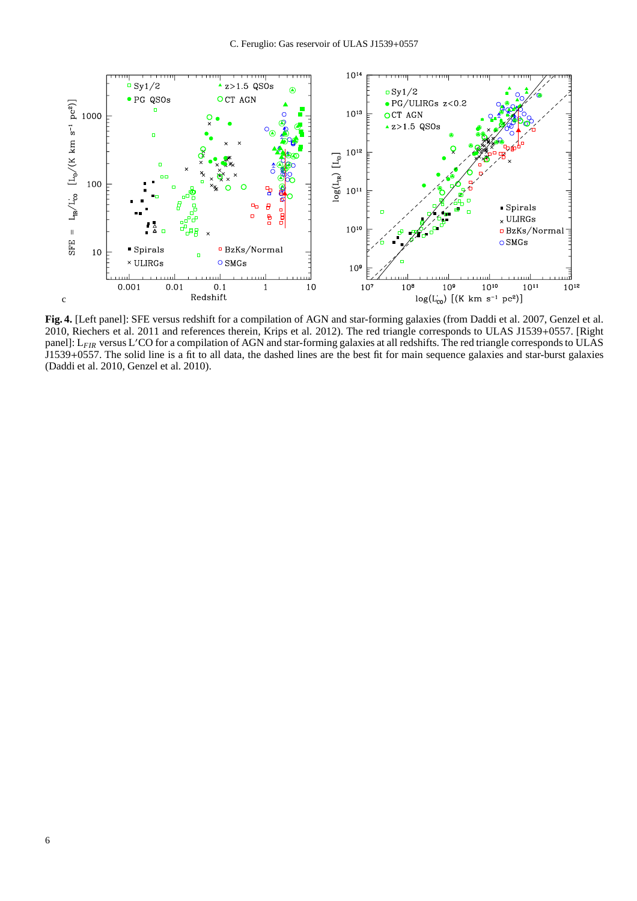Sy1/2
PG QSOs
z>1.5 QSOs
CT AGN
Spirals
ULIRGs
BzKs/Normal
SMGs
SFE = $L_{IR}/L'_{CO}$ [$L_{\odot}$/(K km s$^{-1}$ pc$^2$)]
10
100
1000
0.001
0.01
0.1
1
10
Redshift
c

Sy1/2
PG/ULIRGs z<0.2
CT AGN
z>1.5 QSOs
Spirals
ULIRGs
BzKs/Normal
SMGs
$\log(L_{IR})$ [$L_{\odot}$]
$10^9$
$10^{10}$
$10^{11}$
$10^{12}$
$10^{13}$
$10^{14}$
$10^7$
$10^8$
$10^9$
$10^{10}$
$10^{11}$
$10^{12}$
$\log(L'_{CO})$ [(K km s$^{-1}$ pc$^2$)]

**Fig. 4.** [Left panel]: SFE versus redshift for a compilation of AGN and star-forming galaxies (from Daddi et al. 2007, Genzel et al. 2010, Riechers et al. 2011 and references therein, Krips et al. 2012). The red triangle corresponds to ULAS J1539+0557. [Right panel]: $L_{FIR}$ versus $L'CO$ for a compilation of AGN and star-forming galaxies at all redshifts. The red triangle corresponds to ULAS J1539+0557. The solid line is a fit to all data, the dashed lines are the best fit for main sequence galaxies and star-burst galaxies (Daddi et al. 2010, Genzel et al. 2010).